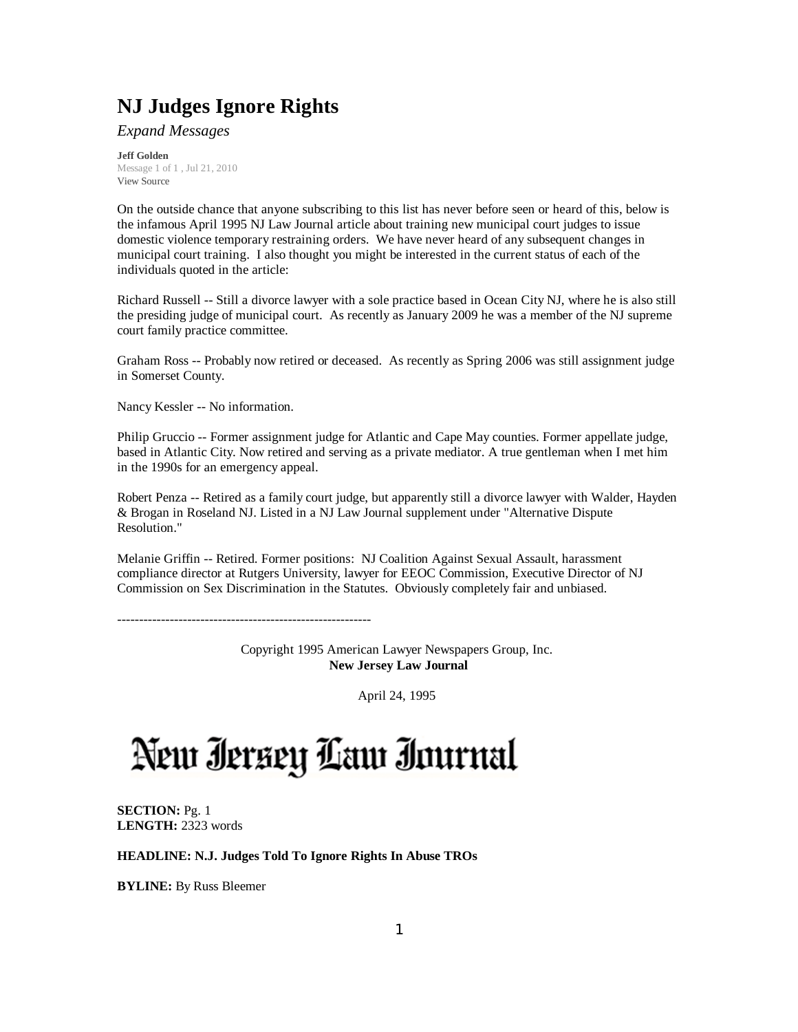# NJ Judges Ignore Rights

*Expand Messages*

**Jeff Golden**
Message 1 of 1 , Jul 21, 2010
View Source

On the outside chance that anyone subscribing to this list has never before seen or heard of this, below is the infamous April 1995 NJ Law Journal article about training new municipal court judges to issue domestic violence temporary restraining orders. We have never heard of any subsequent changes in municipal court training. I also thought you might be interested in the current status of each of the individuals quoted in the article:

Richard Russell -- Still a divorce lawyer with a sole practice based in Ocean City NJ, where he is also still the presiding judge of municipal court. As recently as January 2009 he was a member of the NJ supreme court family practice committee.

Graham Ross -- Probably now retired or deceased. As recently as Spring 2006 was still assignment judge in Somerset County.

Nancy Kessler -- No information.

Philip Gruccio -- Former assignment judge for Atlantic and Cape May counties. Former appellate judge, based in Atlantic City. Now retired and serving as a private mediator. A true gentleman when I met him in the 1990s for an emergency appeal.

Robert Penza -- Retired as a family court judge, but apparently still a divorce lawyer with Walder, Hayden & Brogan in Roseland NJ. Listed in a NJ Law Journal supplement under "Alternative Dispute Resolution."

Melanie Griffin -- Retired. Former positions: NJ Coalition Against Sexual Assault, harassment compliance director at Rutgers University, lawyer for EEOC Commission, Executive Director of NJ Commission on Sex Discrimination in the Statutes. Obviously completely fair and unbiased.

---

Copyright 1995 American Lawyer Newspapers Group, Inc.
**New Jersey Law Journal**

April 24, 1995

New Jersey Law Journal

**SECTION:** Pg. 1
**LENGTH:** 2323 words

**HEADLINE: N.J. Judges Told To Ignore Rights In Abuse TROs**

**BYLINE:** By Russ Bleemer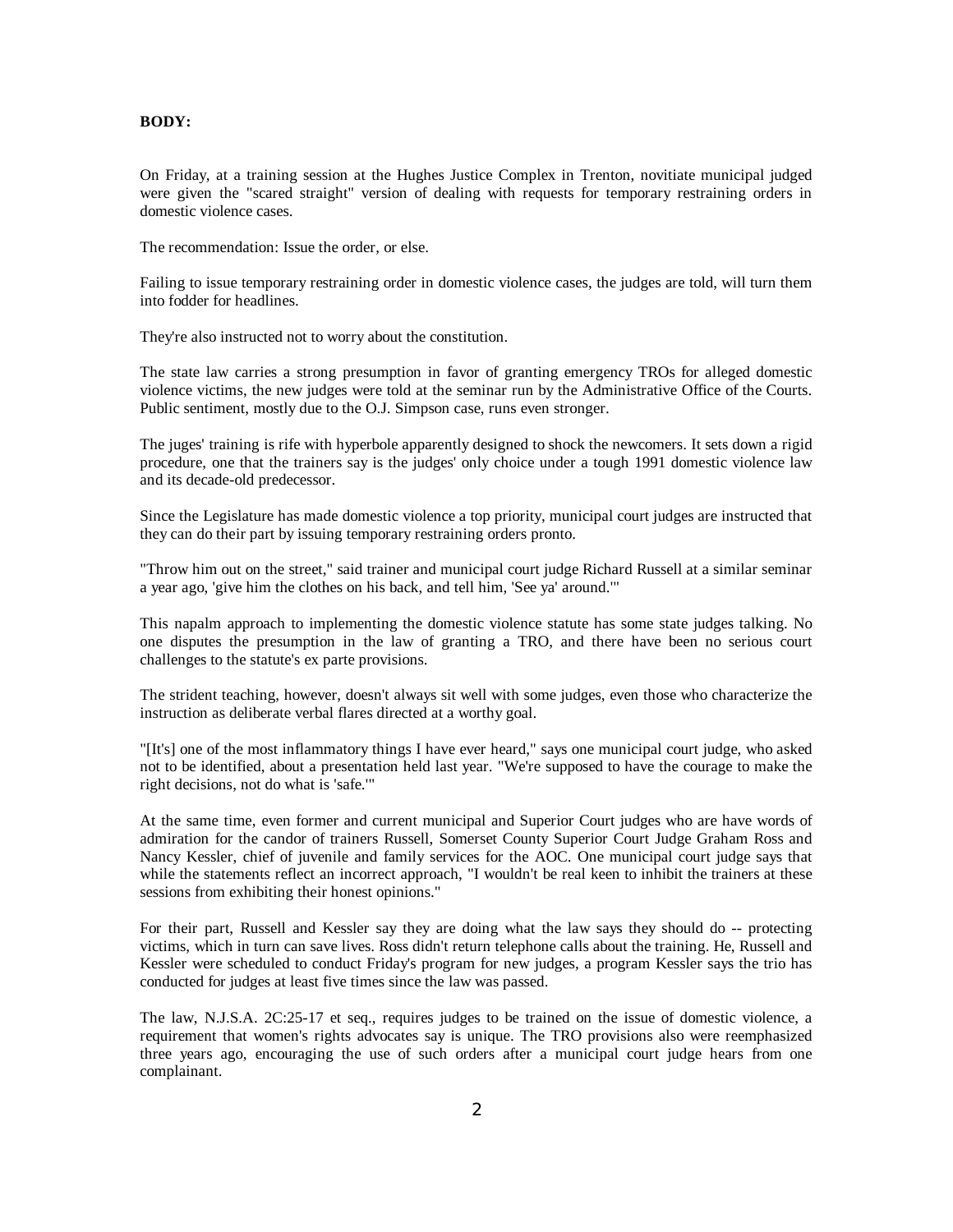**BODY:**

On Friday, at a training session at the Hughes Justice Complex in Trenton, novitiate municipal judged were given the "scared straight" version of dealing with requests for temporary restraining orders in domestic violence cases.

The recommendation: Issue the order, or else.

Failing to issue temporary restraining order in domestic violence cases, the judges are told, will turn them into fodder for headlines.

They're also instructed not to worry about the constitution.

The state law carries a strong presumption in favor of granting emergency TROs for alleged domestic violence victims, the new judges were told at the seminar run by the Administrative Office of the Courts. Public sentiment, mostly due to the O.J. Simpson case, runs even stronger.

The juges' training is rife with hyperbole apparently designed to shock the newcomers. It sets down a rigid procedure, one that the trainers say is the judges' only choice under a tough 1991 domestic violence law and its decade-old predecessor.

Since the Legislature has made domestic violence a top priority, municipal court judges are instructed that they can do their part by issuing temporary restraining orders pronto.

"Throw him out on the street," said trainer and municipal court judge Richard Russell at a similar seminar a year ago, 'give him the clothes on his back, and tell him, 'See ya' around.'"

This napalm approach to implementing the domestic violence statute has some state judges talking. No one disputes the presumption in the law of granting a TRO, and there have been no serious court challenges to the statute's ex parte provisions.

The strident teaching, however, doesn't always sit well with some judges, even those who characterize the instruction as deliberate verbal flares directed at a worthy goal.

"[It's] one of the most inflammatory things I have ever heard," says one municipal court judge, who asked not to be identified, about a presentation held last year. "We're supposed to have the courage to make the right decisions, not do what is 'safe.'"

At the same time, even former and current municipal and Superior Court judges who are have words of admiration for the candor of trainers Russell, Somerset County Superior Court Judge Graham Ross and Nancy Kessler, chief of juvenile and family services for the AOC. One municipal court judge says that while the statements reflect an incorrect approach, "I wouldn't be real keen to inhibit the trainers at these sessions from exhibiting their honest opinions."

For their part, Russell and Kessler say they are doing what the law says they should do -- protecting victims, which in turn can save lives. Ross didn't return telephone calls about the training. He, Russell and Kessler were scheduled to conduct Friday's program for new judges, a program Kessler says the trio has conducted for judges at least five times since the law was passed.

The law, N.J.S.A. 2C:25-17 et seq., requires judges to be trained on the issue of domestic violence, a requirement that women's rights advocates say is unique. The TRO provisions also were reemphasized three years ago, encouraging the use of such orders after a municipal court judge hears from one complainant.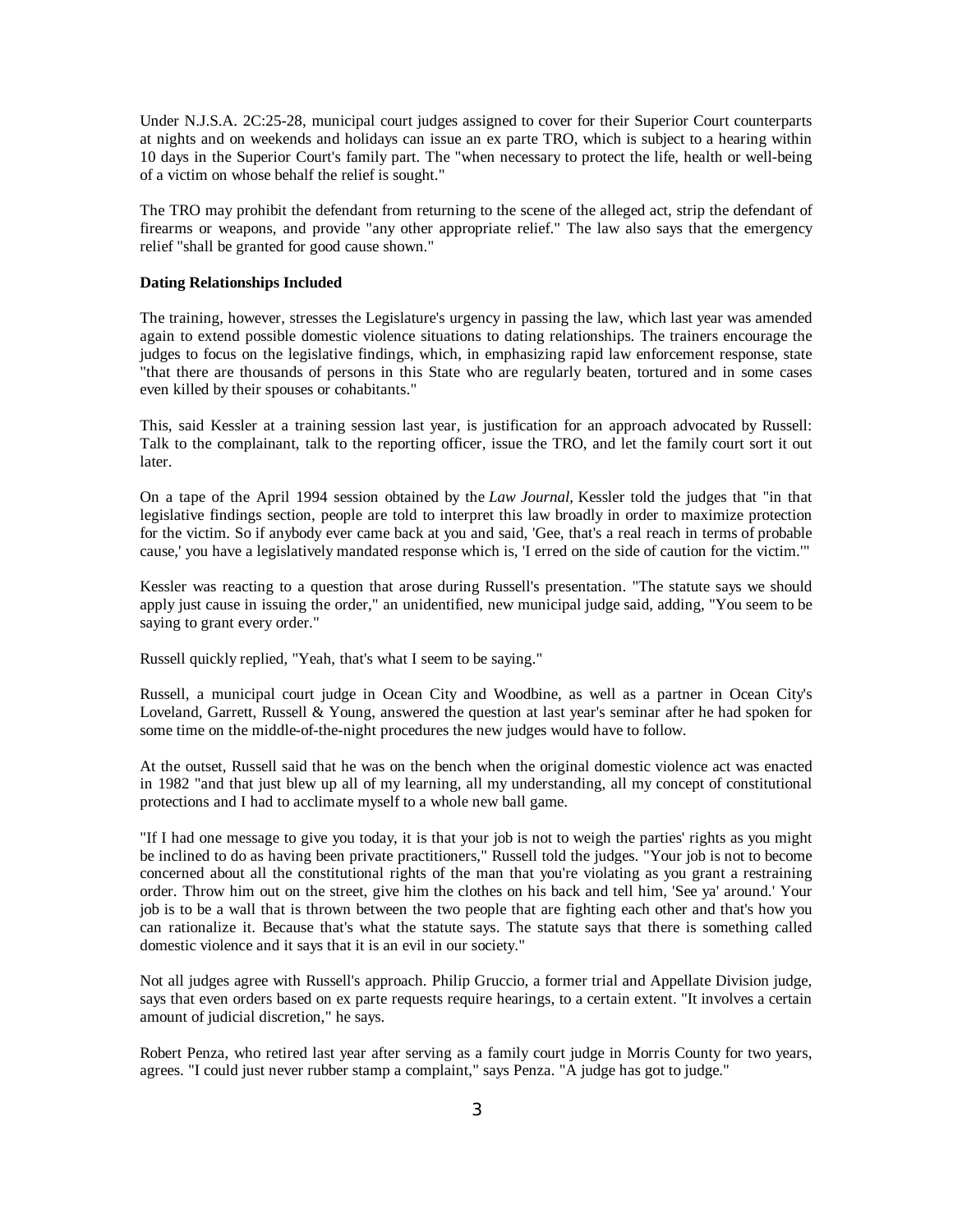Under N.J.S.A. 2C:25-28, municipal court judges assigned to cover for their Superior Court counterparts at nights and on weekends and holidays can issue an ex parte TRO, which is subject to a hearing within 10 days in the Superior Court's family part. The "when necessary to protect the life, health or well-being of a victim on whose behalf the relief is sought."

The TRO may prohibit the defendant from returning to the scene of the alleged act, strip the defendant of firearms or weapons, and provide "any other appropriate relief." The law also says that the emergency relief "shall be granted for good cause shown."

**Dating Relationships Included**

The training, however, stresses the Legislature's urgency in passing the law, which last year was amended again to extend possible domestic violence situations to dating relationships. The trainers encourage the judges to focus on the legislative findings, which, in emphasizing rapid law enforcement response, state "that there are thousands of persons in this State who are regularly beaten, tortured and in some cases even killed by their spouses or cohabitants."

This, said Kessler at a training session last year, is justification for an approach advocated by Russell: Talk to the complainant, talk to the reporting officer, issue the TRO, and let the family court sort it out later.

On a tape of the April 1994 session obtained by the *Law Journal,* Kessler told the judges that "in that legislative findings section, people are told to interpret this law broadly in order to maximize protection for the victim. So if anybody ever came back at you and said, 'Gee, that's a real reach in terms of probable cause,' you have a legislatively mandated response which is, 'I erred on the side of caution for the victim.'"

Kessler was reacting to a question that arose during Russell's presentation. "The statute says we should apply just cause in issuing the order," an unidentified, new municipal judge said, adding, "You seem to be saying to grant every order."

Russell quickly replied, "Yeah, that's what I seem to be saying."

Russell, a municipal court judge in Ocean City and Woodbine, as well as a partner in Ocean City's Loveland, Garrett, Russell & Young, answered the question at last year's seminar after he had spoken for some time on the middle-of-the-night procedures the new judges would have to follow.

At the outset, Russell said that he was on the bench when the original domestic violence act was enacted in 1982 "and that just blew up all of my learning, all my understanding, all my concept of constitutional protections and I had to acclimate myself to a whole new ball game.

"If I had one message to give you today, it is that your job is not to weigh the parties' rights as you might be inclined to do as having been private practitioners," Russell told the judges. "Your job is not to become concerned about all the constitutional rights of the man that you're violating as you grant a restraining order. Throw him out on the street, give him the clothes on his back and tell him, 'See ya' around.' Your job is to be a wall that is thrown between the two people that are fighting each other and that's how you can rationalize it. Because that's what the statute says. The statute says that there is something called domestic violence and it says that it is an evil in our society."

Not all judges agree with Russell's approach. Philip Gruccio, a former trial and Appellate Division judge, says that even orders based on ex parte requests require hearings, to a certain extent. "It involves a certain amount of judicial discretion," he says.

Robert Penza, who retired last year after serving as a family court judge in Morris County for two years, agrees. "I could just never rubber stamp a complaint," says Penza. "A judge has got to judge."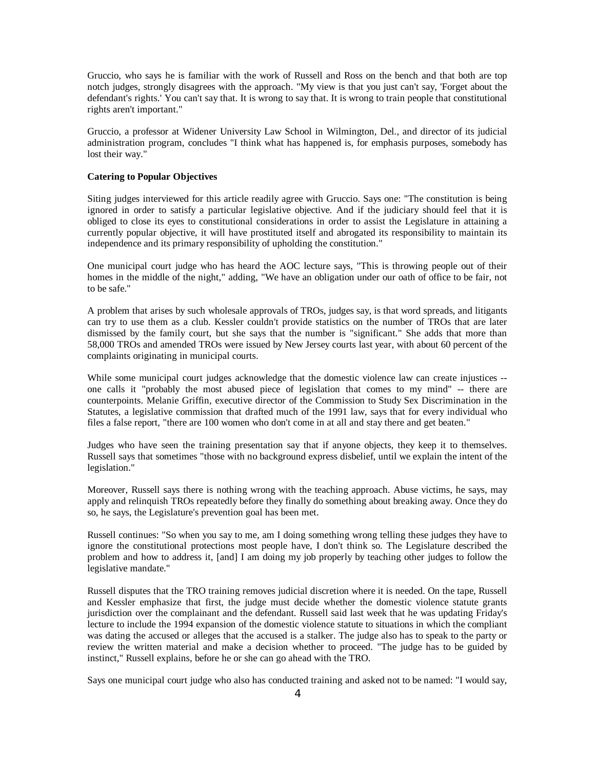Gruccio, who says he is familiar with the work of Russell and Ross on the bench and that both are top notch judges, strongly disagrees with the approach. "My view is that you just can't say, 'Forget about the defendant's rights.' You can't say that. It is wrong to say that. It is wrong to train people that constitutional rights aren't important."

Gruccio, a professor at Widener University Law School in Wilmington, Del., and director of its judicial administration program, concludes "I think what has happened is, for emphasis purposes, somebody has lost their way."

**Catering to Popular Objectives**

Siting judges interviewed for this article readily agree with Gruccio. Says one: "The constitution is being ignored in order to satisfy a particular legislative objective. And if the judiciary should feel that it is obliged to close its eyes to constitutional considerations in order to assist the Legislature in attaining a currently popular objective, it will have prostituted itself and abrogated its responsibility to maintain its independence and its primary responsibility of upholding the constitution."

One municipal court judge who has heard the AOC lecture says, "This is throwing people out of their homes in the middle of the night," adding, "We have an obligation under our oath of office to be fair, not to be safe."

A problem that arises by such wholesale approvals of TROs, judges say, is that word spreads, and litigants can try to use them as a club. Kessler couldn't provide statistics on the number of TROs that are later dismissed by the family court, but she says that the number is "significant." She adds that more than 58,000 TROs and amended TROs were issued by New Jersey courts last year, with about 60 percent of the complaints originating in municipal courts.

While some municipal court judges acknowledge that the domestic violence law can create injustices -- one calls it "probably the most abused piece of legislation that comes to my mind" -- there are counterpoints. Melanie Griffin, executive director of the Commission to Study Sex Discrimination in the Statutes, a legislative commission that drafted much of the 1991 law, says that for every individual who files a false report, "there are 100 women who don't come in at all and stay there and get beaten."

Judges who have seen the training presentation say that if anyone objects, they keep it to themselves. Russell says that sometimes "those with no background express disbelief, until we explain the intent of the legislation."

Moreover, Russell says there is nothing wrong with the teaching approach. Abuse victims, he says, may apply and relinquish TROs repeatedly before they finally do something about breaking away. Once they do so, he says, the Legislature's prevention goal has been met.

Russell continues: "So when you say to me, am I doing something wrong telling these judges they have to ignore the constitutional protections most people have, I don't think so. The Legislature described the problem and how to address it, [and] I am doing my job properly by teaching other judges to follow the legislative mandate."

Russell disputes that the TRO training removes judicial discretion where it is needed. On the tape, Russell and Kessler emphasize that first, the judge must decide whether the domestic violence statute grants jurisdiction over the complainant and the defendant. Russell said last week that he was updating Friday's lecture to include the 1994 expansion of the domestic violence statute to situations in which the compliant was dating the accused or alleges that the accused is a stalker. The judge also has to speak to the party or review the written material and make a decision whether to proceed. "The judge has to be guided by instinct," Russell explains, before he or she can go ahead with the TRO.

Says one municipal court judge who also has conducted training and asked not to be named: "I would say,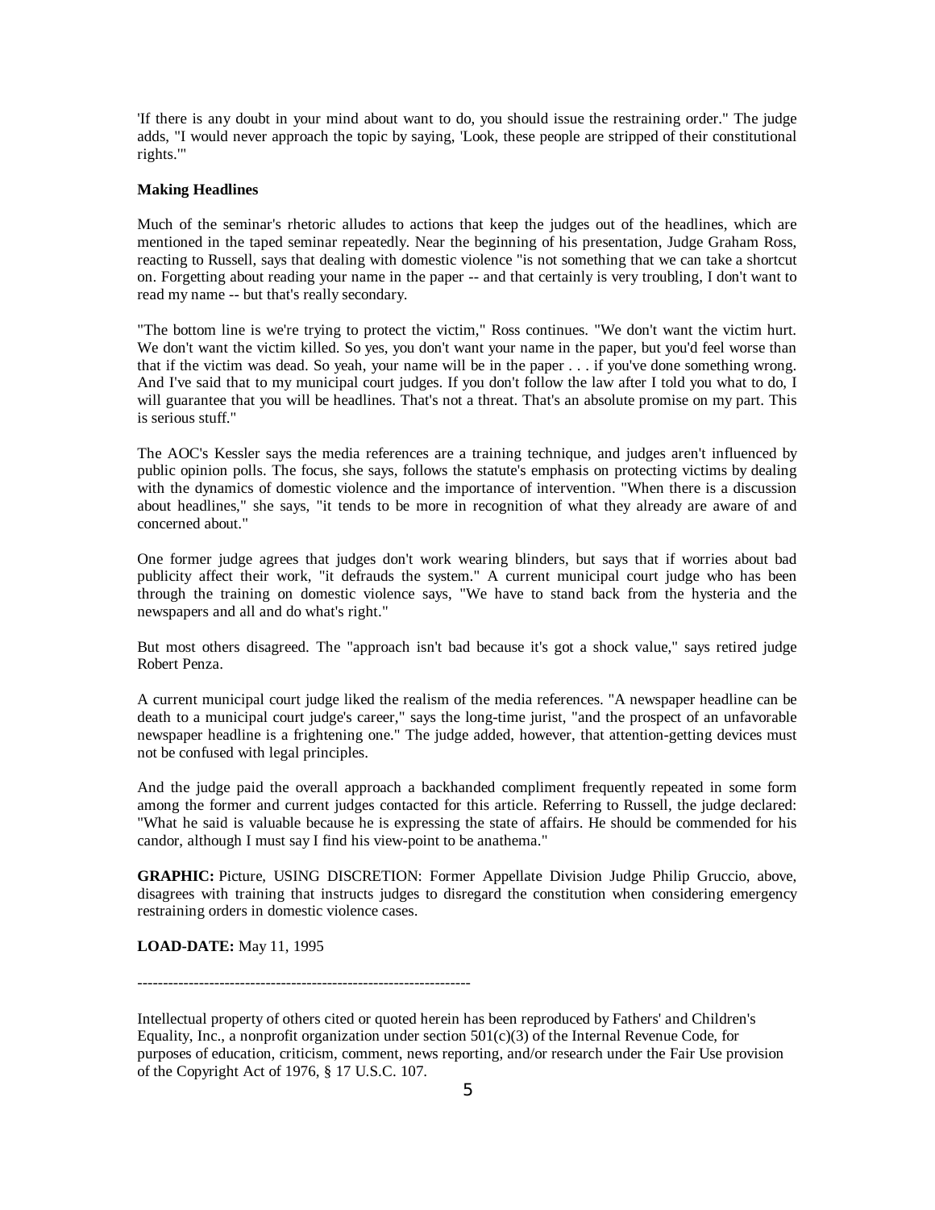'If there is any doubt in your mind about want to do, you should issue the restraining order." The judge adds, "I would never approach the topic by saying, 'Look, these people are stripped of their constitutional rights.'"

**Making Headlines**

Much of the seminar's rhetoric alludes to actions that keep the judges out of the headlines, which are mentioned in the taped seminar repeatedly. Near the beginning of his presentation, Judge Graham Ross, reacting to Russell, says that dealing with domestic violence "is not something that we can take a shortcut on. Forgetting about reading your name in the paper -- and that certainly is very troubling, I don't want to read my name -- but that's really secondary.

"The bottom line is we're trying to protect the victim," Ross continues. "We don't want the victim hurt. We don't want the victim killed. So yes, you don't want your name in the paper, but you'd feel worse than that if the victim was dead. So yeah, your name will be in the paper . . . if you've done something wrong. And I've said that to my municipal court judges. If you don't follow the law after I told you what to do, I will guarantee that you will be headlines. That's not a threat. That's an absolute promise on my part. This is serious stuff."

The AOC's Kessler says the media references are a training technique, and judges aren't influenced by public opinion polls. The focus, she says, follows the statute's emphasis on protecting victims by dealing with the dynamics of domestic violence and the importance of intervention. "When there is a discussion about headlines," she says, "it tends to be more in recognition of what they already are aware of and concerned about."

One former judge agrees that judges don't work wearing blinders, but says that if worries about bad publicity affect their work, "it defrauds the system." A current municipal court judge who has been through the training on domestic violence says, "We have to stand back from the hysteria and the newspapers and all and do what's right."

But most others disagreed. The "approach isn't bad because it's got a shock value," says retired judge Robert Penza.

A current municipal court judge liked the realism of the media references. "A newspaper headline can be death to a municipal court judge's career," says the long-time jurist, "and the prospect of an unfavorable newspaper headline is a frightening one." The judge added, however, that attention-getting devices must not be confused with legal principles.

And the judge paid the overall approach a backhanded compliment frequently repeated in some form among the former and current judges contacted for this article. Referring to Russell, the judge declared: "What he said is valuable because he is expressing the state of affairs. He should be commended for his candor, although I must say I find his view-point to be anathema."

**GRAPHIC:** Picture, USING DISCRETION: Former Appellate Division Judge Philip Gruccio, above, disagrees with training that instructs judges to disregard the constitution when considering emergency restraining orders in domestic violence cases.

**LOAD-DATE:** May 11, 1995

---

Intellectual property of others cited or quoted herein has been reproduced by Fathers' and Children's Equality, Inc., a nonprofit organization under section 501(c)(3) of the Internal Revenue Code, for purposes of education, criticism, comment, news reporting, and/or research under the Fair Use provision of the Copyright Act of 1976, § 17 U.S.C. 107.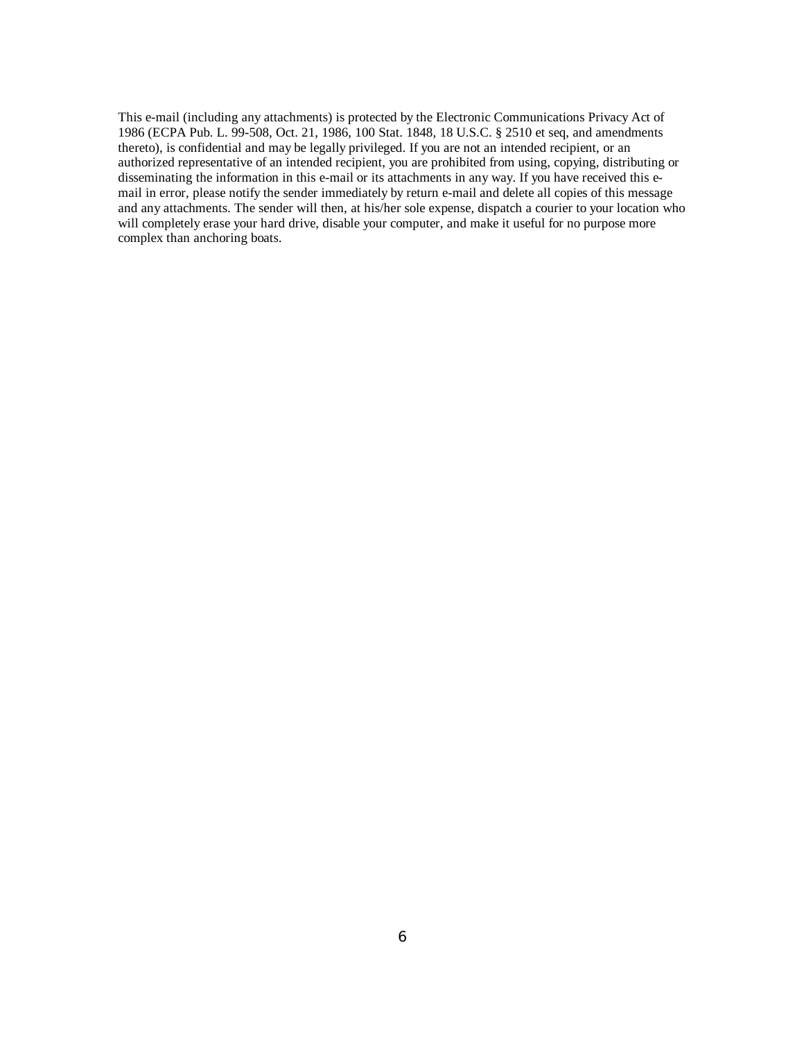This e-mail (including any attachments) is protected by the Electronic Communications Privacy Act of 1986 (ECPA Pub. L. 99-508, Oct. 21, 1986, 100 Stat. 1848, 18 U.S.C. § 2510 et seq, and amendments thereto), is confidential and may be legally privileged. If you are not an intended recipient, or an authorized representative of an intended recipient, you are prohibited from using, copying, distributing or disseminating the information in this e-mail or its attachments in any way. If you have received this e-mail in error, please notify the sender immediately by return e-mail and delete all copies of this message and any attachments. The sender will then, at his/her sole expense, dispatch a courier to your location who will completely erase your hard drive, disable your computer, and make it useful for no purpose more complex than anchoring boats.